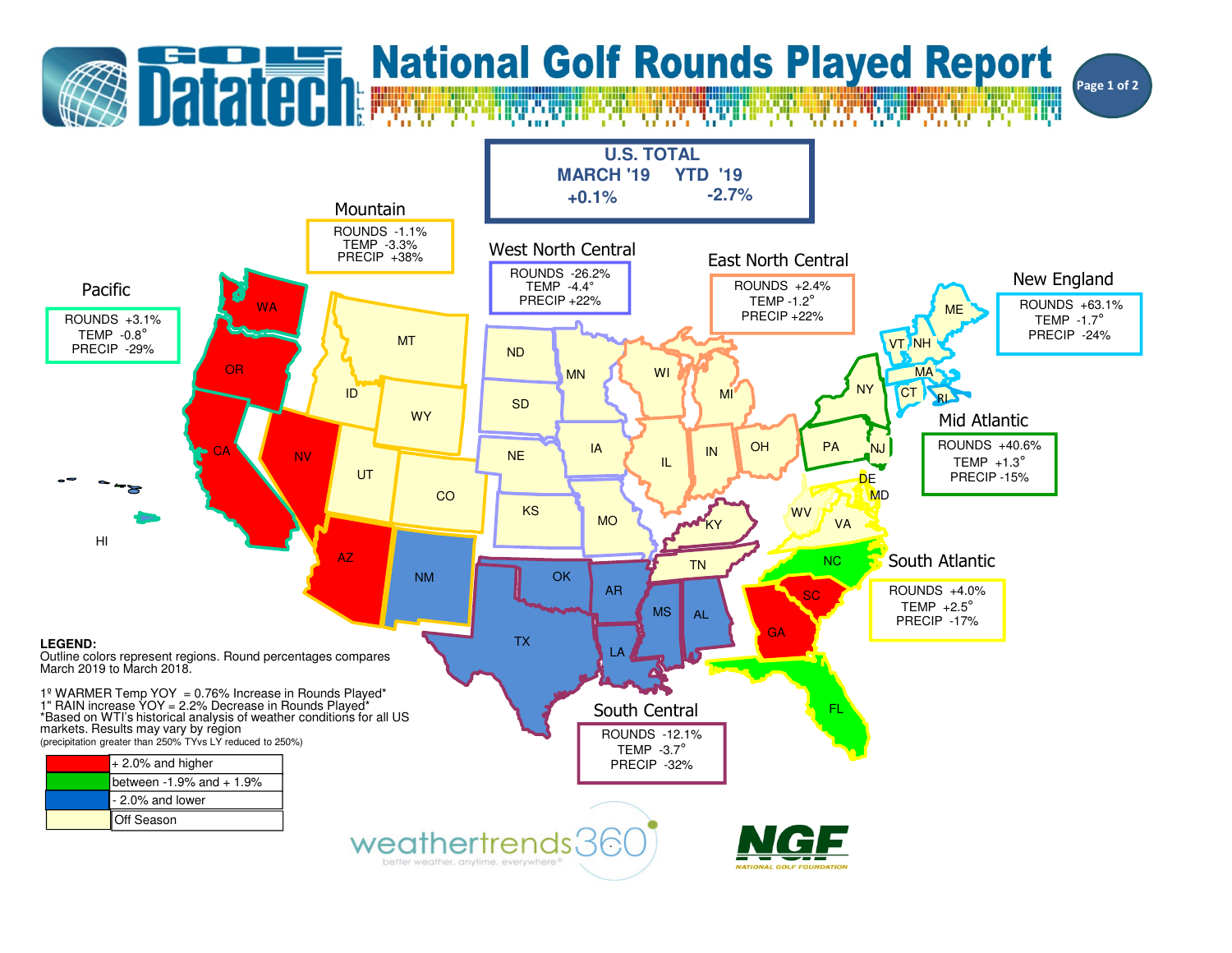# National Golf Rounds Played Report

Golf Datatech L.L.C.

## U.S. TOTAL

| MARCH '19 | YTD '19 |
|---|---|
| +0.1% | -2.7% |

### Mountain
ROUNDS -1.1%
TEMP -3.3%
PRECIP +38%

### West North Central
ROUNDS -26.2%
TEMP -4.4°
PRECIP +22%

### East North Central
ROUNDS +2.4%
TEMP -1.2°
PRECIP +22%

### New England
ROUNDS +63.1%
TEMP -1.7°
PRECIP -24%

### Pacific
ROUNDS +3.1%
TEMP -0.8°
PRECIP -29%

### Mid Atlantic
ROUNDS +40.6%
TEMP +1.3°
PRECIP -15%

### South Atlantic
ROUNDS +4.0%
TEMP +2.5°
PRECIP -17%

### South Central
ROUNDS -12.1%
TEMP -3.7°
PRECIP -32%

WA, OR, CA, NV, AZ, MT, ID, WY, UT, CO, NM, ND, SD, NE, KS, MN, IA, MO, WI, MI, IL, IN, OH, KY, TN, OK, TX, AR, LA, MS, AL, GA, SC, NC, FL, VA, WV, PA, NY, NJ, DE, MD, ME, VT, NH, MA, CT, RI, HI

**LEGEND:**
Outline colors represent regions. Round percentages compares March 2019 to March 2018.

1º WARMER Temp YOY = 0.76% Increase in Rounds Played*
1" RAIN increase YOY = 2.2% Decrease in Rounds Played*
*Based on WTI's historical analysis of weather conditions for all US markets. Results may vary by region
(precipitation greater than 250% TYvs LY reduced to 250%)

| Color | Meaning |
|---|---|
| Red | + 2.0% and higher |
| Green | between -1.9% and + 1.9% |
| Blue | - 2.0% and lower |
| Light yellow | Off Season |

weathertrends360 — better weather, anytime, everywhere®

NGF — NATIONAL GOLF FOUNDATION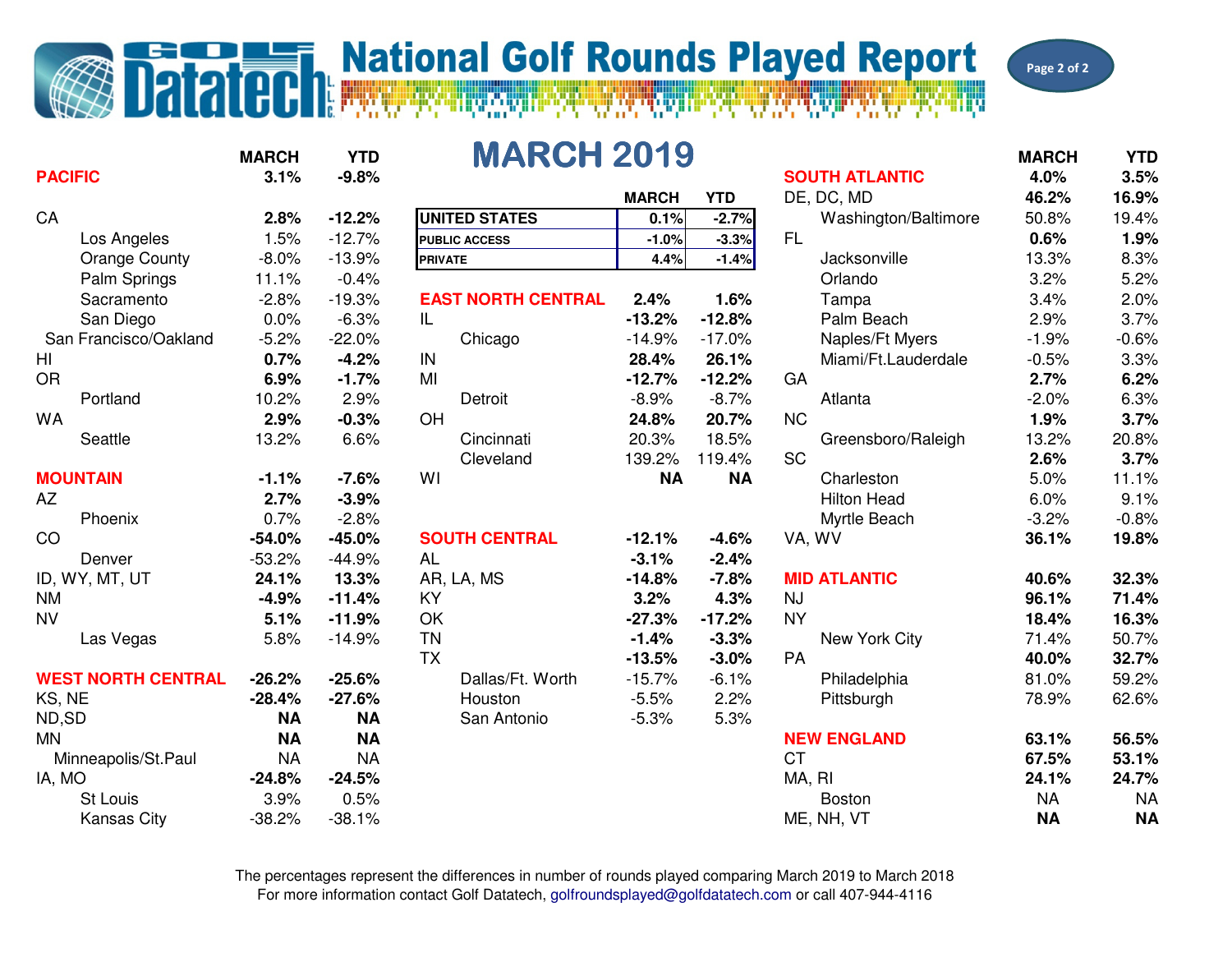# Golf Datatech L.L.C. National Golf Rounds Played Report

## MARCH 2019

| | MARCH | YTD |
|---|---|---|
| **UNITED STATES** | **0.1%** | **-2.7%** |
| **PUBLIC ACCESS** | **-1.0%** | **-3.3%** |
| **PRIVATE** | **4.4%** | **-1.4%** |

| | MARCH | YTD |
|---|---|---|
| **PACIFIC** | **3.1%** | **-9.8%** |
| **CA** | **2.8%** | **-12.2%** |
| Los Angeles | 1.5% | -12.7% |
| Orange County | -8.0% | -13.9% |
| Palm Springs | 11.1% | -0.4% |
| Sacramento | -2.8% | -19.3% |
| San Diego | 0.0% | -6.3% |
| San Francisco/Oakland | -5.2% | -22.0% |
| **HI** | **0.7%** | **-4.2%** |
| **OR** | **6.9%** | **-1.7%** |
| Portland | 10.2% | 2.9% |
| **WA** | **2.9%** | **-0.3%** |
| Seattle | 13.2% | 6.6% |
| **MOUNTAIN** | **-1.1%** | **-7.6%** |
| **AZ** | **2.7%** | **-3.9%** |
| Phoenix | 0.7% | -2.8% |
| **CO** | **-54.0%** | **-45.0%** |
| Denver | -53.2% | -44.9% |
| **ID, WY, MT, UT** | **24.1%** | **13.3%** |
| **NM** | **-4.9%** | **-11.4%** |
| **NV** | **5.1%** | **-11.9%** |
| Las Vegas | 5.8% | -14.9% |
| **WEST NORTH CENTRAL** | **-26.2%** | **-25.6%** |
| **KS, NE** | **-28.4%** | **-27.6%** |
| **ND,SD** | **NA** | **NA** |
| **MN** | **NA** | **NA** |
| Minneapolis/St.Paul | NA | NA |
| **IA, MO** | **-24.8%** | **-24.5%** |
| St Louis | 3.9% | 0.5% |
| Kansas City | -38.2% | -38.1% |

| | MARCH | YTD |
|---|---|---|
| **EAST NORTH CENTRAL** | **2.4%** | **1.6%** |
| **IL** | **-13.2%** | **-12.8%** |
| Chicago | -14.9% | -17.0% |
| **IN** | **28.4%** | **26.1%** |
| **MI** | **-12.7%** | **-12.2%** |
| Detroit | -8.9% | -8.7% |
| **OH** | **24.8%** | **20.7%** |
| Cincinnati | 20.3% | 18.5% |
| Cleveland | 139.2% | 119.4% |
| **WI** | **NA** | **NA** |
| **SOUTH CENTRAL** | **-12.1%** | **-4.6%** |
| **AL** | **-3.1%** | **-2.4%** |
| **AR, LA, MS** | **-14.8%** | **-7.8%** |
| **KY** | **3.2%** | **4.3%** |
| **OK** | **-27.3%** | **-17.2%** |
| **TN** | **-1.4%** | **-3.3%** |
| **TX** | **-13.5%** | **-3.0%** |
| Dallas/Ft. Worth | -15.7% | -6.1% |
| Houston | -5.5% | 2.2% |
| San Antonio | -5.3% | 5.3% |

| | MARCH | YTD |
|---|---|---|
| **SOUTH ATLANTIC** | **4.0%** | **3.5%** |
| **DE, DC, MD** | **46.2%** | **16.9%** |
| Washington/Baltimore | 50.8% | 19.4% |
| **FL** | **0.6%** | **1.9%** |
| Jacksonville | 13.3% | 8.3% |
| Orlando | 3.2% | 5.2% |
| Tampa | 3.4% | 2.0% |
| Palm Beach | 2.9% | 3.7% |
| Naples/Ft Myers | -1.9% | -0.6% |
| Miami/Ft.Lauderdale | -0.5% | 3.3% |
| **GA** | **2.7%** | **6.2%** |
| Atlanta | -2.0% | 6.3% |
| **NC** | **1.9%** | **3.7%** |
| Greensboro/Raleigh | 13.2% | 20.8% |
| **SC** | **2.6%** | **3.7%** |
| Charleston | 5.0% | 11.1% |
| Hilton Head | 6.0% | 9.1% |
| Myrtle Beach | -3.2% | -0.8% |
| **VA, WV** | **36.1%** | **19.8%** |
| **MID ATLANTIC** | **40.6%** | **32.3%** |
| **NJ** | **96.1%** | **71.4%** |
| **NY** | **18.4%** | **16.3%** |
| New York City | 71.4% | 50.7% |
| **PA** | **40.0%** | **32.7%** |
| Philadelphia | 81.0% | 59.2% |
| Pittsburgh | 78.9% | 62.6% |
| **NEW ENGLAND** | **63.1%** | **56.5%** |
| **CT** | **67.5%** | **53.1%** |
| **MA, RI** | **24.1%** | **24.7%** |
| Boston | NA | NA |
| **ME, NH, VT** | **NA** | **NA** |

The percentages represent the differences in number of rounds played comparing March 2019 to March 2018
For more information contact Golf Datatech, golfroundsplayed@golfdatatech.com or call 407-944-4116